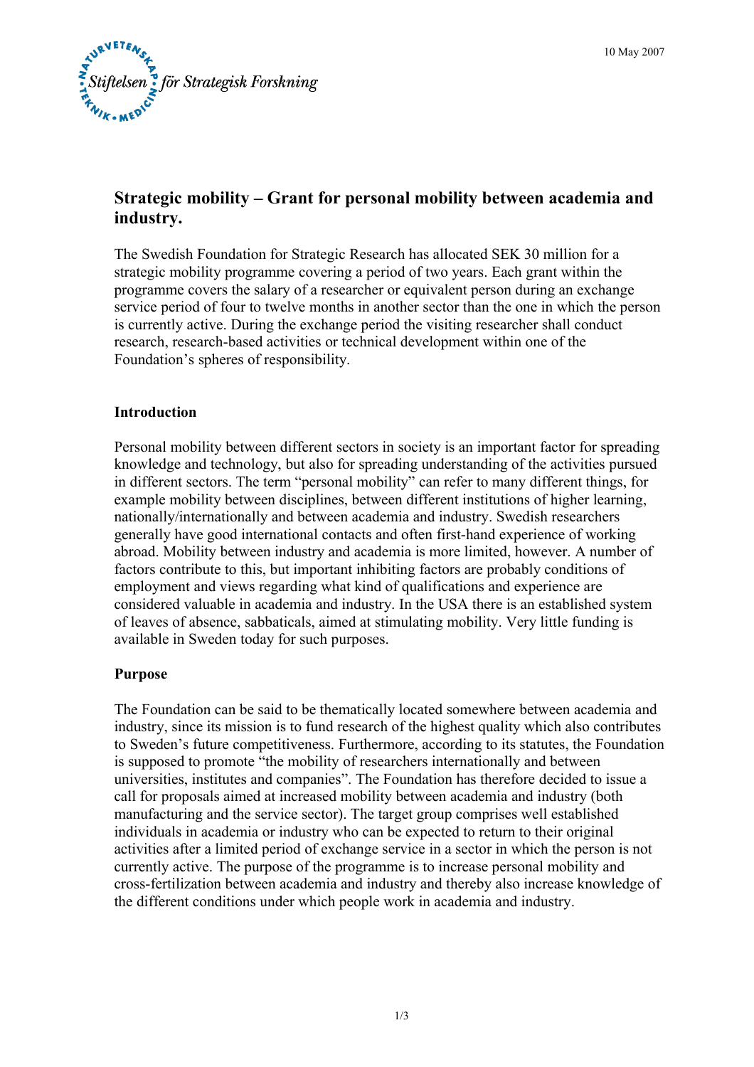Stiftelsen för Strategisk Forskning

10 May 2007

# Strategic mobility – Grant for personal mobility between academia and industry.

The Swedish Foundation for Strategic Research has allocated SEK 30 million for a strategic mobility programme covering a period of two years. Each grant within the programme covers the salary of a researcher or equivalent person during an exchange service period of four to twelve months in another sector than the one in which the person is currently active. During the exchange period the visiting researcher shall conduct research, research-based activities or technical development within one of the Foundation's spheres of responsibility.

## Introduction

Personal mobility between different sectors in society is an important factor for spreading knowledge and technology, but also for spreading understanding of the activities pursued in different sectors. The term "personal mobility" can refer to many different things, for example mobility between disciplines, between different institutions of higher learning, nationally/internationally and between academia and industry. Swedish researchers generally have good international contacts and often first-hand experience of working abroad. Mobility between industry and academia is more limited, however. A number of factors contribute to this, but important inhibiting factors are probably conditions of employment and views regarding what kind of qualifications and experience are considered valuable in academia and industry. In the USA there is an established system of leaves of absence, sabbaticals, aimed at stimulating mobility. Very little funding is available in Sweden today for such purposes.

## Purpose

The Foundation can be said to be thematically located somewhere between academia and industry, since its mission is to fund research of the highest quality which also contributes to Sweden's future competitiveness. Furthermore, according to its statutes, the Foundation is supposed to promote "the mobility of researchers internationally and between universities, institutes and companies". The Foundation has therefore decided to issue a call for proposals aimed at increased mobility between academia and industry (both manufacturing and the service sector). The target group comprises well established individuals in academia or industry who can be expected to return to their original activities after a limited period of exchange service in a sector in which the person is not currently active. The purpose of the programme is to increase personal mobility and cross-fertilization between academia and industry and thereby also increase knowledge of the different conditions under which people work in academia and industry.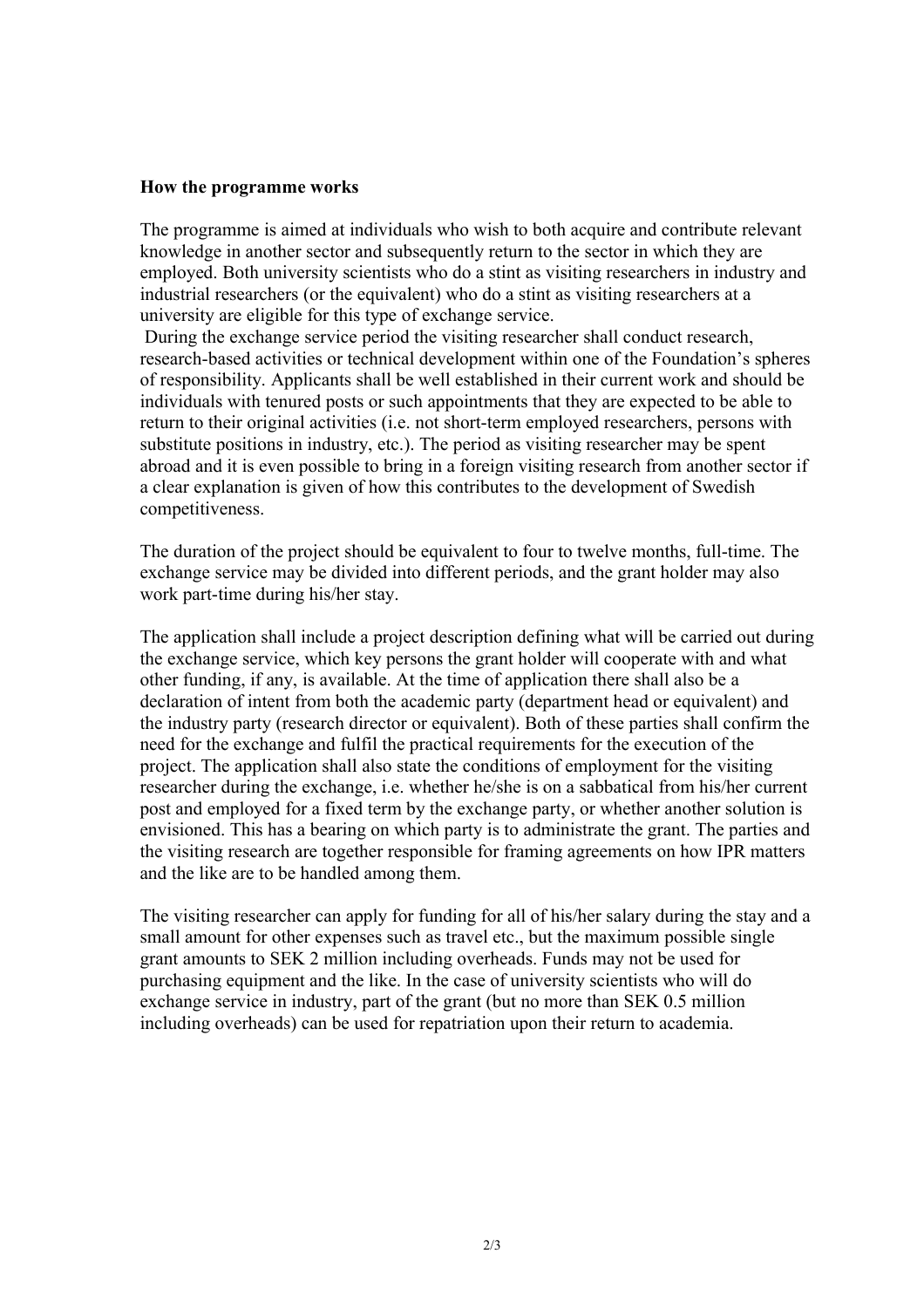**How the programme works**

The programme is aimed at individuals who wish to both acquire and contribute relevant knowledge in another sector and subsequently return to the sector in which they are employed. Both university scientists who do a stint as visiting researchers in industry and industrial researchers (or the equivalent) who do a stint as visiting researchers at a university are eligible for this type of exchange service.

During the exchange service period the visiting researcher shall conduct research, research-based activities or technical development within one of the Foundation's spheres of responsibility. Applicants shall be well established in their current work and should be individuals with tenured posts or such appointments that they are expected to be able to return to their original activities (i.e. not short-term employed researchers, persons with substitute positions in industry, etc.). The period as visiting researcher may be spent abroad and it is even possible to bring in a foreign visiting research from another sector if a clear explanation is given of how this contributes to the development of Swedish competitiveness.

The duration of the project should be equivalent to four to twelve months, full-time. The exchange service may be divided into different periods, and the grant holder may also work part-time during his/her stay.

The application shall include a project description defining what will be carried out during the exchange service, which key persons the grant holder will cooperate with and what other funding, if any, is available. At the time of application there shall also be a declaration of intent from both the academic party (department head or equivalent) and the industry party (research director or equivalent). Both of these parties shall confirm the need for the exchange and fulfil the practical requirements for the execution of the project. The application shall also state the conditions of employment for the visiting researcher during the exchange, i.e. whether he/she is on a sabbatical from his/her current post and employed for a fixed term by the exchange party, or whether another solution is envisioned. This has a bearing on which party is to administrate the grant. The parties and the visiting research are together responsible for framing agreements on how IPR matters and the like are to be handled among them.

The visiting researcher can apply for funding for all of his/her salary during the stay and a small amount for other expenses such as travel etc., but the maximum possible single grant amounts to SEK 2 million including overheads. Funds may not be used for purchasing equipment and the like. In the case of university scientists who will do exchange service in industry, part of the grant (but no more than SEK 0.5 million including overheads) can be used for repatriation upon their return to academia.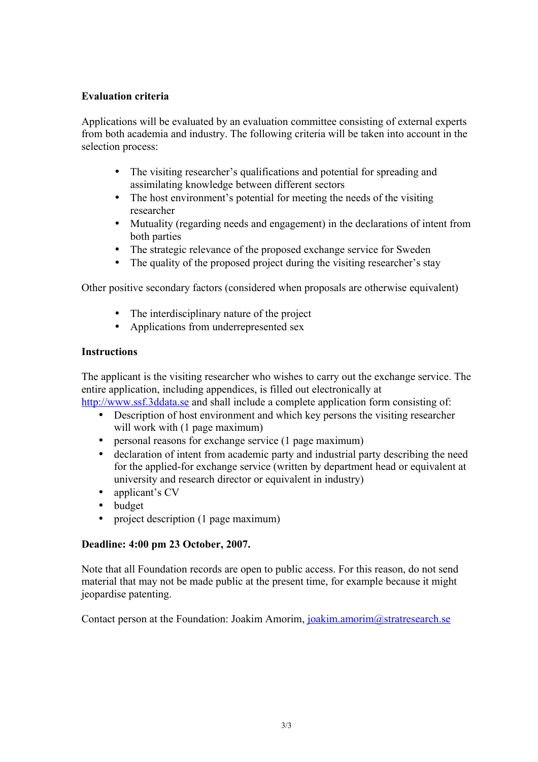**Evaluation criteria**

Applications will be evaluated by an evaluation committee consisting of external experts from both academia and industry. The following criteria will be taken into account in the selection process:

- The visiting researcher's qualifications and potential for spreading and assimilating knowledge between different sectors
- The host environment's potential for meeting the needs of the visiting researcher
- Mutuality (regarding needs and engagement) in the declarations of intent from both parties
- The strategic relevance of the proposed exchange service for Sweden
- The quality of the proposed project during the visiting researcher's stay

Other positive secondary factors (considered when proposals are otherwise equivalent)

- The interdisciplinary nature of the project
- Applications from underrepresented sex

**Instructions**

The applicant is the visiting researcher who wishes to carry out the exchange service. The entire application, including appendices, is filled out electronically at [http://www.ssf.3ddata.se](http://www.ssf.3ddata.se) and shall include a complete application form consisting of:

- Description of host environment and which key persons the visiting researcher will work with (1 page maximum)
- personal reasons for exchange service (1 page maximum)
- declaration of intent from academic party and industrial party describing the need for the applied-for exchange service (written by department head or equivalent at university and research director or equivalent in industry)
- applicant's CV
- budget
- project description (1 page maximum)

**Deadline: 4:00 pm 23 October, 2007.**

Note that all Foundation records are open to public access. For this reason, do not send material that may not be made public at the present time, for example because it might jeopardise patenting.

Contact person at the Foundation: Joakim Amorim, [joakim.amorim@stratresearch.se](mailto:joakim.amorim@stratresearch.se)